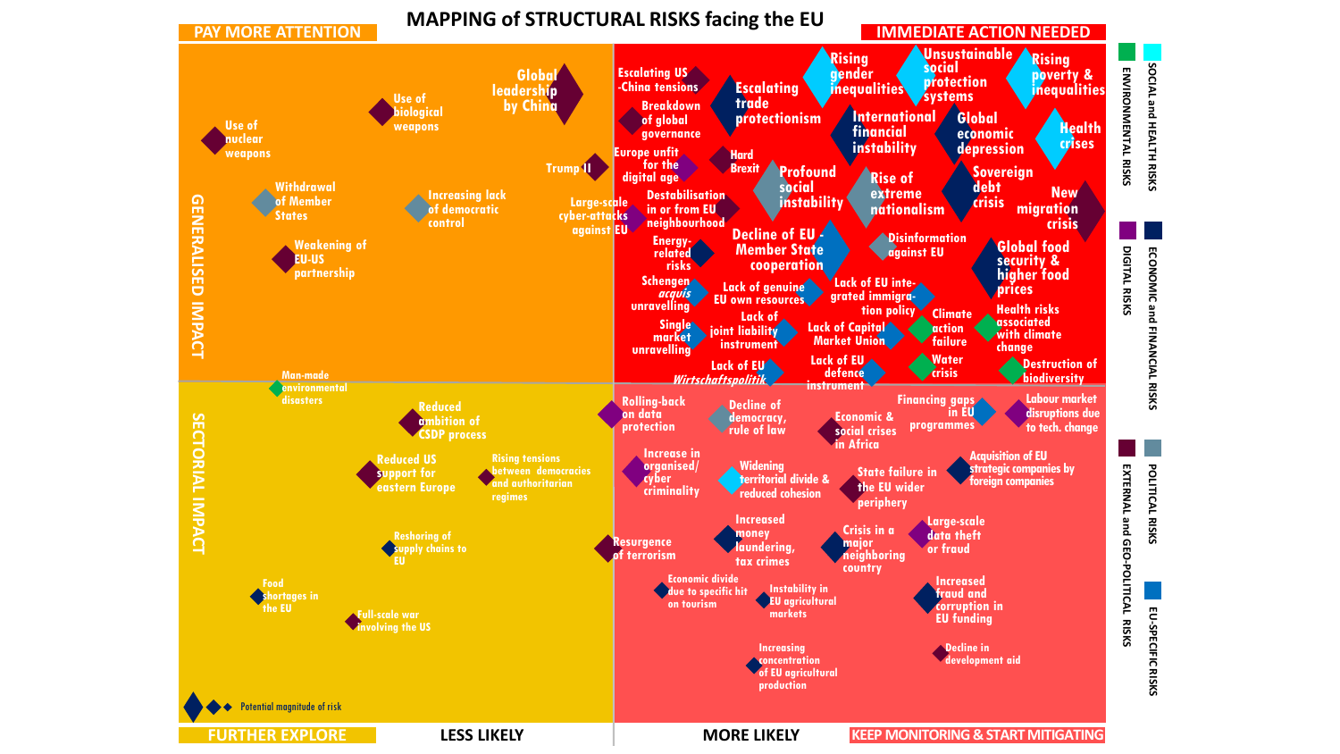# MAPPING of STRUCTURAL RISKS facing the EU

## PAY MORE ATTENTION (Generalised impact, less likely)

- Use of nuclear weapons
- Use of biological weapons
- Global leadership by China
- Trump II
- Withdrawal of Member States
- Increasing lack of democratic control
- Weakening of EU-US partnership

## IMMEDIATE ACTION NEEDED (Generalised impact, more likely)

- Escalating US-China tensions
- Breakdown of global governance
- Escalating trade protectionism
- Rising gender inequalities
- Unsustainable social protection systems
- Rising poverty & inequalities
- International financial instability
- Global economic depression
- Health crises
- Europe unfit for the digital age
- Hard Brexit
- Profound social instability
- Rise of extreme nationalism
- Sovereign debt crisis
- New migration crisis
- Large-scale cyber-attacks against EU
- Destabilisation in or from EU neighbourhood
- Decline of EU - Member State cooperation
- Disinformation against EU
- Energy-related risks
- Global food security & higher food prices
- Schengen *acquis* unravelling
- Lack of genuine EU own resources
- Lack of EU integrated immigration policy
- Single market unravelling
- Lack of joint liability instrument
- Lack of Capital Market Union
- Climate action failure
- Health risks associated with climate change
- Lack of EU *Wirtschaftspolitik*
- Lack of EU defence instrument
- Water crisis
- Destruction of biodiversity

## FURTHER EXPLORE (Sectorial impact, less likely)

- Man-made environmental disasters
- Reduced ambition of CSDP process
- Reduced US support for eastern Europe
- Rising tensions between democracies and authoritarian regimes
- Reshoring of supply chains to EU
- Food shortages in the EU
- Full-scale war involving the US

## KEEP MONITORING & START MITIGATING (Sectorial impact, more likely)

- Rolling-back on data protection
- Decline of democracy, rule of law
- Economic & social crises in Africa
- Financing gaps in EU programmes
- Labour market disruptions due to tech. change
- Increase in organised/ cyber criminality
- Widening territorial divide & reduced cohesion
- State failure in the EU wider periphery
- Acquisition of EU strategic companies by foreign companies
- Resurgence of terrorism
- Increased money laundering, tax crimes
- Crisis in a major neighboring country
- Large-scale data theft or fraud
- Economic divide due to specific hit on tourism
- Instability in EU agricultural markets
- Increased fraud and corruption in EU funding
- Increasing concentration of EU agricultural production
- Decline in development aid

Vertical axis: GENERALISED IMPACT (top) / SECTORIAL IMPACT (bottom)

Horizontal axis: LESS LIKELY / MORE LIKELY

Potential magnitude of risk

Legend:
- ENVIRONMENTAL RISKS
- SOCIAL and HEALTH RISKS
- DIGITAL RISKS
- ECONOMIC and FINANCIAL RISKS
- EXTERNAL and GEO-POLITICAL RISKS
- POLITICAL RISKS
- EU-SPECIFIC RISKS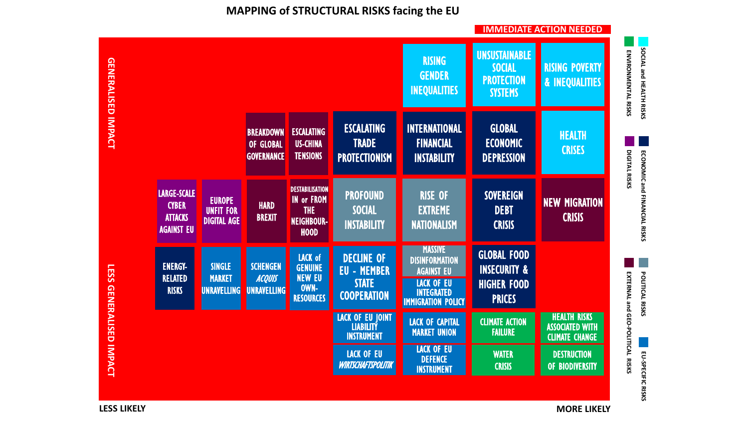# MAPPING of STRUCTURAL RISKS facing the EU

**IMMEDIATE ACTION NEEDED**

| Impact | | | | | | | | |
|---|---|---|---|---|---|---|---|---|
| **GENERALISED IMPACT** | | | | | RISING GENDER INEQUALITIES | UNSUSTAINABLE SOCIAL PROTECTION SYSTEMS | RISING POVERTY & INEQUALITIES |
| | | | BREAKDOWN OF GLOBAL GOVERNANCE | ESCALATING US-CHINA TENSIONS | ESCALATING TRADE PROTECTIONISM | INTERNATIONAL FINANCIAL INSTABILITY | GLOBAL ECONOMIC DEPRESSION | HEALTH CRISES |
| | LARGE-SCALE CYBER ATTACKS AGAINST EU | EUROPE UNFIT FOR DIGITAL AGE | HARD BREXIT | DESTABILISATION IN or FROM THE NEIGHBOURHOOD | PROFOUND SOCIAL INSTABILITY | RISE OF EXTREME NATIONALISM | SOVEREIGN DEBT CRISIS | NEW MIGRATION CRISIS |
| | ENERGY-RELATED RISKS | SINGLE MARKET UNRAVELLING | SCHENGEN *ACQUIS* UNRAVELLING | LACK of GENUINE NEW EU OWN-RESOURCES | DECLINE OF EU - MEMBER STATE COOPERATION | MASSIVE DISINFORMATION AGAINST EU; LACK OF EU INTEGRATED IMMIGRATION POLICY | GLOBAL FOOD INSECURITY & HIGHER FOOD PRICES | |
| | | | | | LACK OF EU JOINT LIABILITY INSTRUMENT | LACK OF CAPITAL MARKET UNION | CLIMATE ACTION FAILURE | HEALTH RISKS ASSOCIATED WITH CLIMATE CHANGE |
| **LESS GENERALISED IMPACT** | | | | | LACK OF EU *WIRTSCHAFTSPOLITIK* | LACK OF EU DEFENCE INSTRUMENT | WATER CRISIS | DESTRUCTION OF BIODIVERSITY |

**LESS LIKELY** → **MORE LIKELY**

Legend:
- ENVIRONMENTAL RISKS
- SOCIAL and HEALTH RISKS
- DIGITAL RISKS
- ECONOMIC and FINANCIAL RISKS
- EXTERNAL and GEO-POLITICAL RISKS
- POLITICAL RISKS
- EU-SPECIFIC RISKS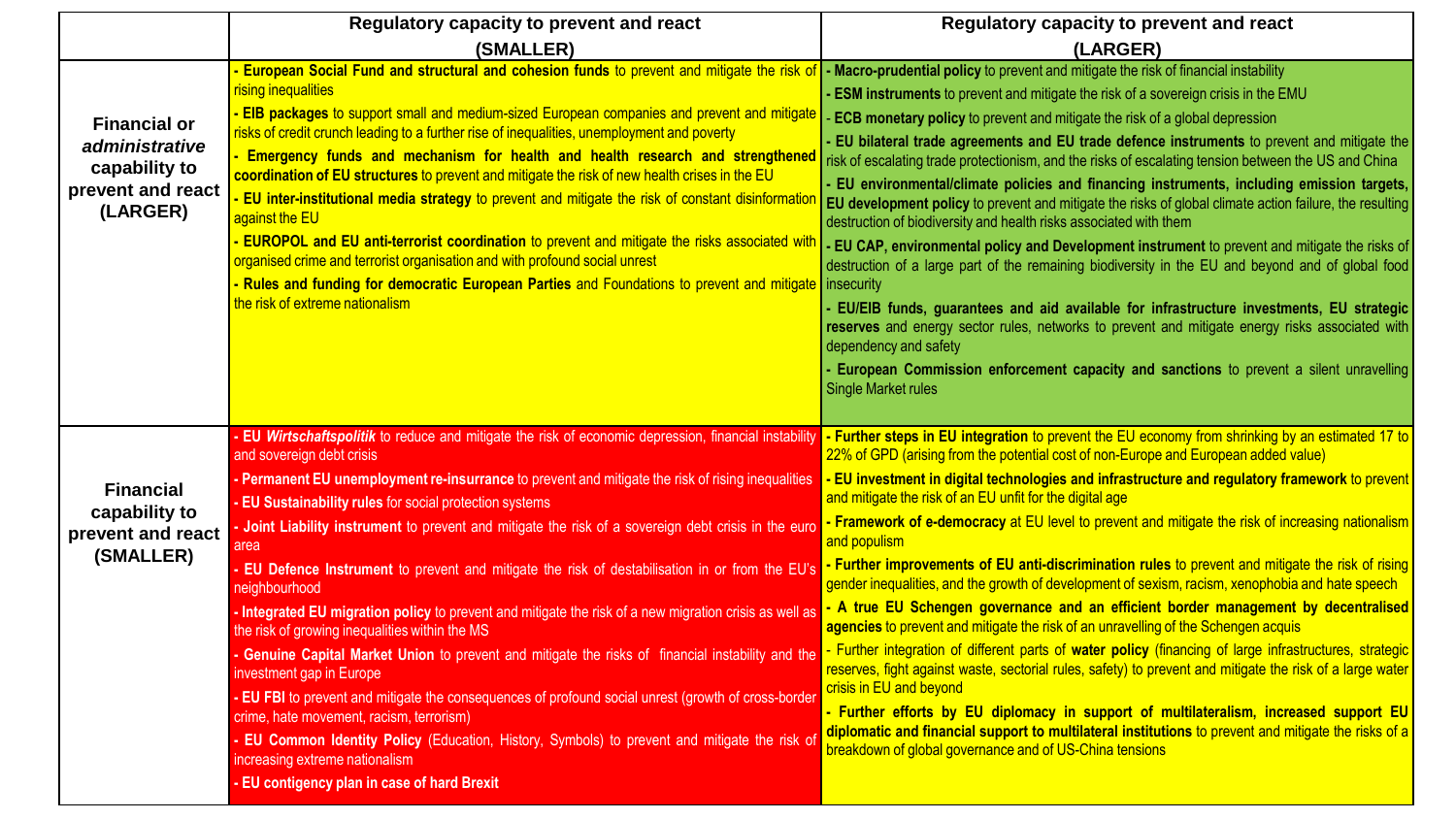| | Regulatory capacity to prevent and react (SMALLER) | Regulatory capacity to prevent and react (LARGER) |
|---|---|---|
| **Financial or *administrative* capability to prevent and react (LARGER)** | - **European Social Fund and structural and cohesion funds** to prevent and mitigate the risk of rising inequalities<br>- **EIB packages** to support small and medium-sized European companies and prevent and mitigate risks of credit crunch leading to a further rise of inequalities, unemployment and poverty<br>- **Emergency funds and mechanism for health and health research and strengthened coordination of EU structures** to prevent and mitigate the risk of new health crises in the EU<br>- **EU inter-institutional media strategy** to prevent and mitigate the risk of constant disinformation against the EU<br>- **EUROPOL and EU anti-terrorist coordination** to prevent and mitigate the risks associated with organised crime and terrorist organisation and with profound social unrest<br>- **Rules and funding for democratic European Parties** and Foundations to prevent and mitigate the risk of extreme nationalism | - **Macro-prudential policy** to prevent and mitigate the risk of financial instability<br>- **ESM instruments** to prevent and mitigate the risk of a sovereign crisis in the EMU<br>- **ECB monetary policy** to prevent and mitigate the risk of a global depression<br>- **EU bilateral trade agreements and EU trade defence instruments** to prevent and mitigate the risk of escalating trade protectionism, and the risks of escalating tension between the US and China<br>- **EU environmental/climate policies and financing instruments, including emission targets, EU development policy** to prevent and mitigate the risks of global climate action failure, the resulting destruction of biodiversity and health risks associated with them<br>- **EU CAP, environmental policy and Development instrument** to prevent and mitigate the risks of destruction of a large part of the remaining biodiversity in the EU and beyond and of global food insecurity<br>- **EU/EIB funds, guarantees and aid available for infrastructure investments, EU strategic reserves** and energy sector rules, networks to prevent and mitigate energy risks associated with dependency and safety<br>- **European Commission enforcement capacity and sanctions** to prevent a silent unravelling Single Market rules |
| **Financial capability to prevent and react (SMALLER)** | - **EU *Wirtschaftspolitik*** to reduce and mitigate the risk of economic depression, financial instability and sovereign debt crisis<br>- **Permanent EU unemployment re-insurance** to prevent and mitigate the risk of rising inequalities<br>- **EU Sustainability rules** for social protection systems<br>- **Joint Liability instrument** to prevent and mitigate the risk of a sovereign debt crisis in the euro area<br>- **EU Defence Instrument** to prevent and mitigate the risk of destabilisation in or from the EU's neighbourhood<br>- **Integrated EU migration policy** to prevent and mitigate the risk of a new migration crisis as well as the risk of growing inequalities within the MS<br>- **Genuine Capital Market Union** to prevent and mitigate the risks of financial instability and the investment gap in Europe<br>- **EU FBI** to prevent and mitigate the consequences of profound social unrest (growth of cross-border crime, hate movement, racism, terrorism)<br>- **EU Common Identity Policy** (Education, History, Symbols) to prevent and mitigate the risk of increasing extreme nationalism<br>- **EU contigency plan in case of hard Brexit** | - **Further steps in EU integration** to prevent the EU economy from shrinking by an estimated 17 to 22% of GPD (arising from the potential cost of non-Europe and European added value)<br>- **EU investment in digital technologies and infrastructure and regulatory framework** to prevent and mitigate the risk of an EU unfit for the digital age<br>- **Framework of e-democracy** at EU level to prevent and mitigate the risk of increasing nationalism and populism<br>- **Further improvements of EU anti-discrimination rules** to prevent and mitigate the risk of rising gender inequalities, and the growth of development of sexism, racism, xenophobia and hate speech<br>- **A true EU Schengen governance and an efficient border management by decentralised agencies** to prevent and mitigate the risk of an unravelling of the Schengen acquis<br>- Further integration of different parts of **water policy** (financing of large infrastructures, strategic reserves, fight against waste, sectorial rules, safety) to prevent and mitigate the risk of a large water crisis in EU and beyond<br>- **Further efforts by EU diplomacy in support of multilateralism, increased support EU diplomatic and financial support to multilateral institutions** to prevent and mitigate the risks of a breakdown of global governance and of US-China tensions |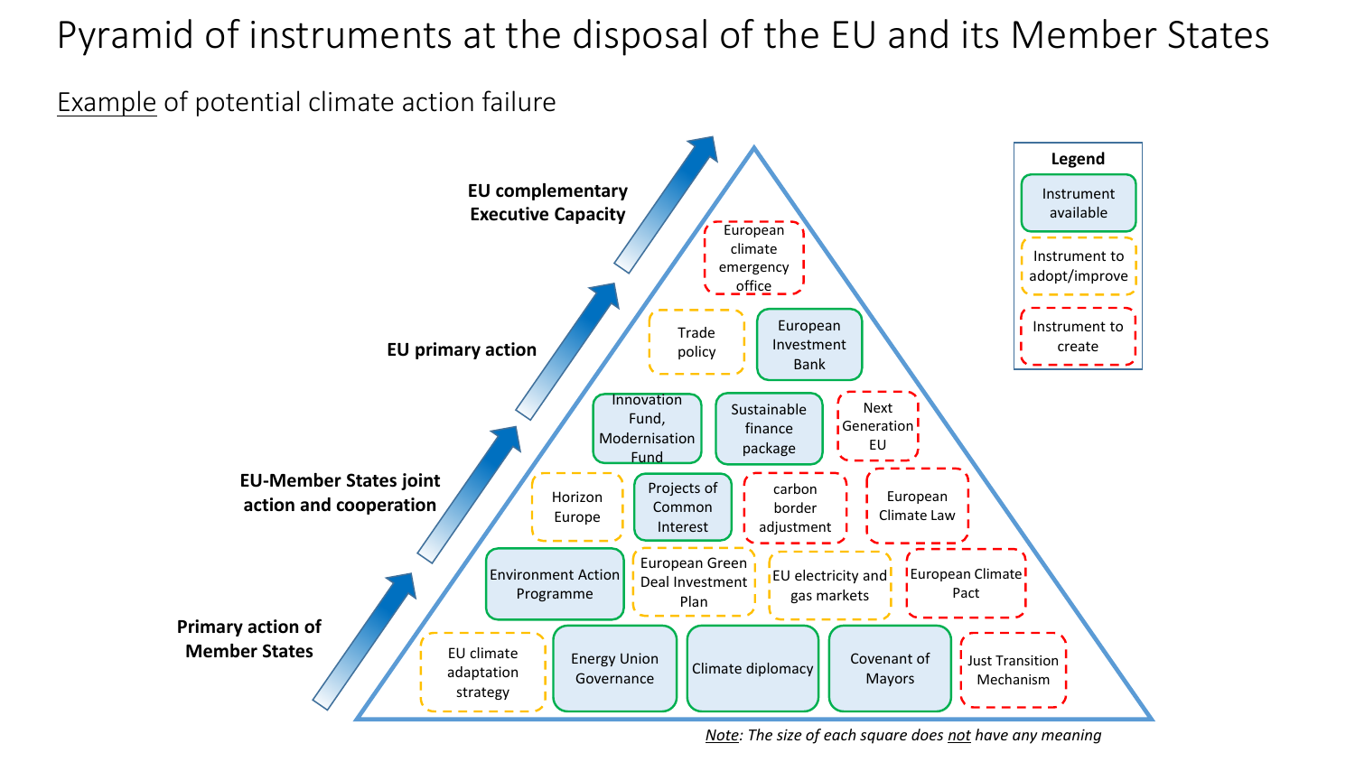# Pyramid of instruments at the disposal of the EU and its Member States

Example of potential climate action failure

EU complementary Executive Capacity

EU primary action

EU-Member States joint action and cooperation

Primary action of Member States

European climate emergency office

Trade policy

European Investment Bank

Innovation Fund, Modernisation Fund

Sustainable finance package

Next Generation EU

Horizon Europe

Projects of Common Interest

carbon border adjustment

European Climate Law

Environment Action Programme

European Green Deal Investment Plan

EU electricity and gas markets

European Climate Pact

EU climate adaptation strategy

Energy Union Governance

Climate diplomacy

Covenant of Mayors

Just Transition Mechanism

**Legend**

Instrument available

Instrument to adopt/improve

Instrument to create

*Note: The size of each square does not have any meaning*